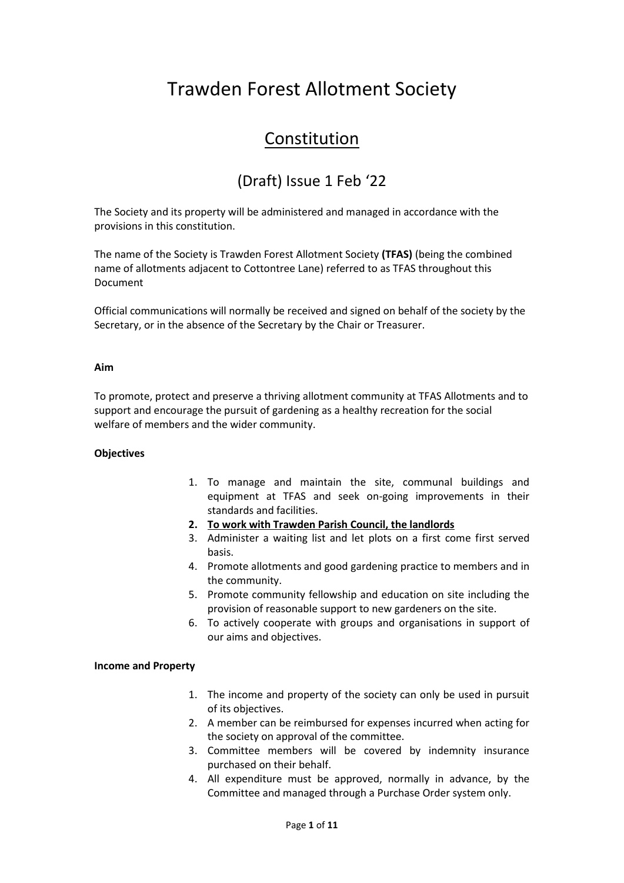# Trawden Forest Allotment Society

## <u>Constitution</u>

## (Draft) Issue 1 Feb '22

The Society and its property will be administered and managed in accordance with the provisions in this constitution.

The name of the Society is Trawden Forest Allotment Society **(TFAS)** (being the combined name of allotments adjacent to Cottontree Lane) referred to as TFAS throughout this Document

Official communications will normally be received and signed on behalf of the society by the Secretary, or in the absence of the Secretary by the Chair or Treasurer.

**Aim**

To promote, protect and preserve a thriving allotment community at TFAS Allotments and to support and encourage the pursuit of gardening as a healthy recreation for the social welfare of members and the wider community.

**Objectives**

1. To manage and maintain the site, communal buildings and equipment at TFAS and seek on-going improvements in their standards and facilities.
2. **<u>To work with Trawden Parish Council, the landlords</u>**
3. Administer a waiting list and let plots on a first come first served basis.
4. Promote allotments and good gardening practice to members and in the community.
5. Promote community fellowship and education on site including the provision of reasonable support to new gardeners on the site.
6. To actively cooperate with groups and organisations in support of our aims and objectives.

**Income and Property**

1. The income and property of the society can only be used in pursuit of its objectives.
2. A member can be reimbursed for expenses incurred when acting for the society on approval of the committee.
3. Committee members will be covered by indemnity insurance purchased on their behalf.
4. All expenditure must be approved, normally in advance, by the Committee and managed through a Purchase Order system only.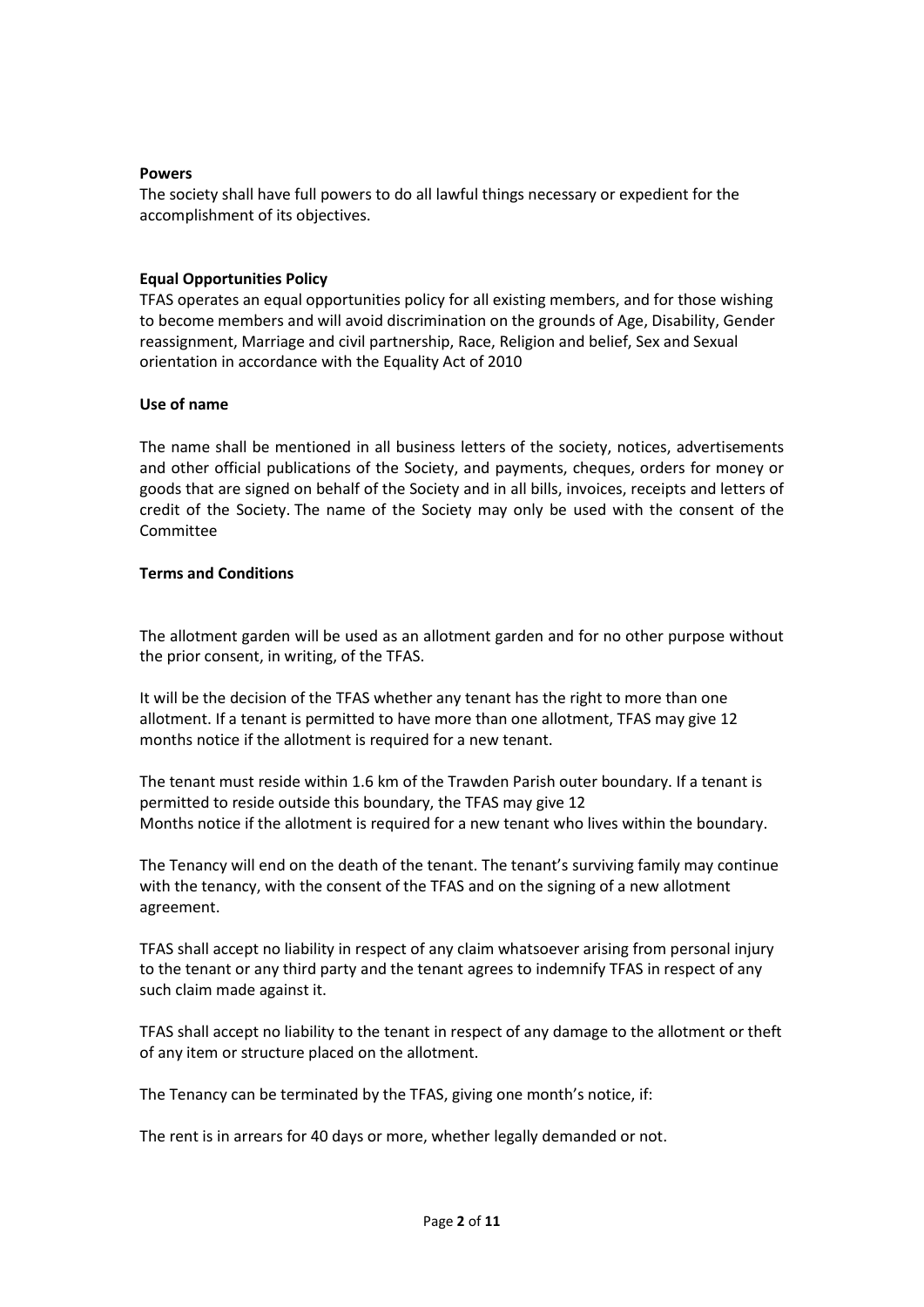**Powers**

The society shall have full powers to do all lawful things necessary or expedient for the accomplishment of its objectives.

**Equal Opportunities Policy**

TFAS operates an equal opportunities policy for all existing members, and for those wishing to become members and will avoid discrimination on the grounds of Age, Disability, Gender reassignment, Marriage and civil partnership, Race, Religion and belief, Sex and Sexual orientation in accordance with the Equality Act of 2010

**Use of name**

The name shall be mentioned in all business letters of the society, notices, advertisements and other official publications of the Society, and payments, cheques, orders for money or goods that are signed on behalf of the Society and in all bills, invoices, receipts and letters of credit of the Society. The name of the Society may only be used with the consent of the Committee

**Terms and Conditions**

The allotment garden will be used as an allotment garden and for no other purpose without the prior consent, in writing, of the TFAS.

It will be the decision of the TFAS whether any tenant has the right to more than one allotment. If a tenant is permitted to have more than one allotment, TFAS may give 12 months notice if the allotment is required for a new tenant.

The tenant must reside within 1.6 km of the Trawden Parish outer boundary. If a tenant is permitted to reside outside this boundary, the TFAS may give 12 Months notice if the allotment is required for a new tenant who lives within the boundary.

The Tenancy will end on the death of the tenant. The tenant's surviving family may continue with the tenancy, with the consent of the TFAS and on the signing of a new allotment agreement.

TFAS shall accept no liability in respect of any claim whatsoever arising from personal injury to the tenant or any third party and the tenant agrees to indemnify TFAS in respect of any such claim made against it.

TFAS shall accept no liability to the tenant in respect of any damage to the allotment or theft of any item or structure placed on the allotment.

The Tenancy can be terminated by the TFAS, giving one month's notice, if:

The rent is in arrears for 40 days or more, whether legally demanded or not.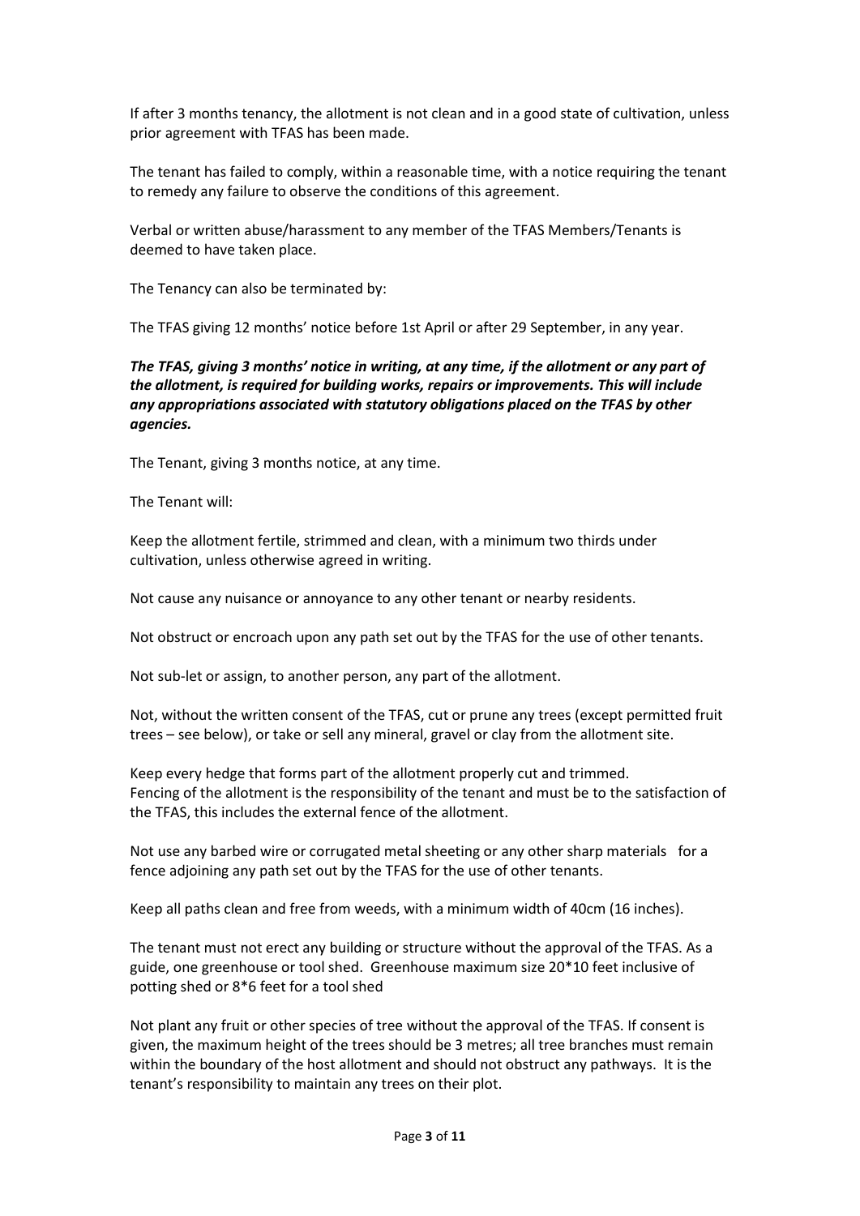If after 3 months tenancy, the allotment is not clean and in a good state of cultivation, unless prior agreement with TFAS has been made.

The tenant has failed to comply, within a reasonable time, with a notice requiring the tenant to remedy any failure to observe the conditions of this agreement.

Verbal or written abuse/harassment to any member of the TFAS Members/Tenants is deemed to have taken place.

The Tenancy can also be terminated by:

The TFAS giving 12 months' notice before 1st April or after 29 September, in any year.

***The TFAS, giving 3 months' notice in writing, at any time, if the allotment or any part of the allotment, is required for building works, repairs or improvements. This will include any appropriations associated with statutory obligations placed on the TFAS by other agencies.***

The Tenant, giving 3 months notice, at any time.

The Tenant will:

Keep the allotment fertile, strimmed and clean, with a minimum two thirds under cultivation, unless otherwise agreed in writing.

Not cause any nuisance or annoyance to any other tenant or nearby residents.

Not obstruct or encroach upon any path set out by the TFAS for the use of other tenants.

Not sub-let or assign, to another person, any part of the allotment.

Not, without the written consent of the TFAS, cut or prune any trees (except permitted fruit trees – see below), or take or sell any mineral, gravel or clay from the allotment site.

Keep every hedge that forms part of the allotment properly cut and trimmed.
Fencing of the allotment is the responsibility of the tenant and must be to the satisfaction of the TFAS, this includes the external fence of the allotment.

Not use any barbed wire or corrugated metal sheeting or any other sharp materials for a fence adjoining any path set out by the TFAS for the use of other tenants.

Keep all paths clean and free from weeds, with a minimum width of 40cm (16 inches).

The tenant must not erect any building or structure without the approval of the TFAS. As a guide, one greenhouse or tool shed. Greenhouse maximum size 20*10 feet inclusive of potting shed or 8*6 feet for a tool shed

Not plant any fruit or other species of tree without the approval of the TFAS. If consent is given, the maximum height of the trees should be 3 metres; all tree branches must remain within the boundary of the host allotment and should not obstruct any pathways. It is the tenant's responsibility to maintain any trees on their plot.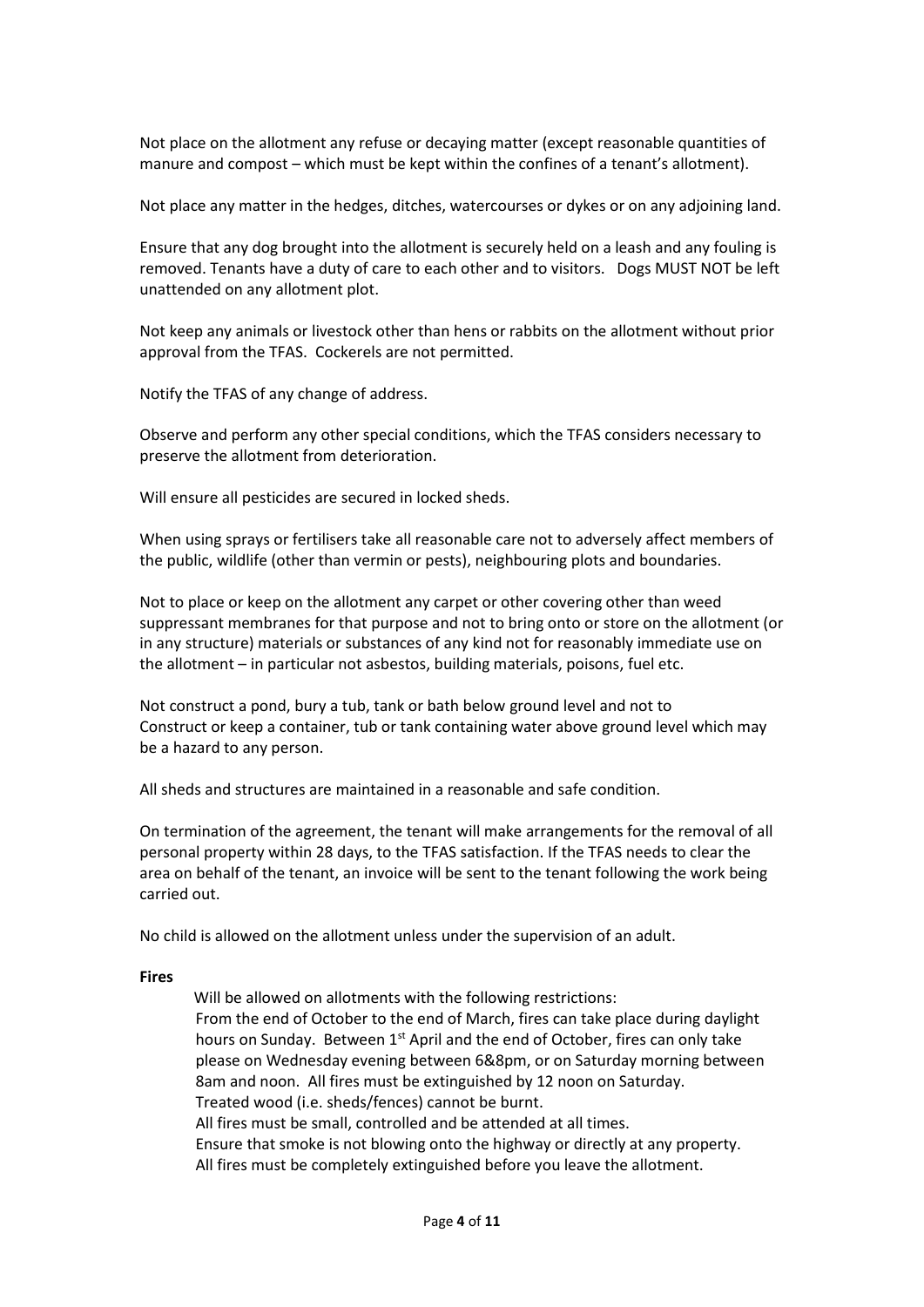Not place on the allotment any refuse or decaying matter (except reasonable quantities of manure and compost – which must be kept within the confines of a tenant's allotment).

Not place any matter in the hedges, ditches, watercourses or dykes or on any adjoining land.

Ensure that any dog brought into the allotment is securely held on a leash and any fouling is removed. Tenants have a duty of care to each other and to visitors. Dogs MUST NOT be left unattended on any allotment plot.

Not keep any animals or livestock other than hens or rabbits on the allotment without prior approval from the TFAS. Cockerels are not permitted.

Notify the TFAS of any change of address.

Observe and perform any other special conditions, which the TFAS considers necessary to preserve the allotment from deterioration.

Will ensure all pesticides are secured in locked sheds.

When using sprays or fertilisers take all reasonable care not to adversely affect members of the public, wildlife (other than vermin or pests), neighbouring plots and boundaries.

Not to place or keep on the allotment any carpet or other covering other than weed suppressant membranes for that purpose and not to bring onto or store on the allotment (or in any structure) materials or substances of any kind not for reasonably immediate use on the allotment – in particular not asbestos, building materials, poisons, fuel etc.

Not construct a pond, bury a tub, tank or bath below ground level and not to Construct or keep a container, tub or tank containing water above ground level which may be a hazard to any person.

All sheds and structures are maintained in a reasonable and safe condition.

On termination of the agreement, the tenant will make arrangements for the removal of all personal property within 28 days, to the TFAS satisfaction. If the TFAS needs to clear the area on behalf of the tenant, an invoice will be sent to the tenant following the work being carried out.

No child is allowed on the allotment unless under the supervision of an adult.

**Fires**

Will be allowed on allotments with the following restrictions:
From the end of October to the end of March, fires can take place during daylight hours on Sunday. Between 1st April and the end of October, fires can only take please on Wednesday evening between 6&8pm, or on Saturday morning between 8am and noon. All fires must be extinguished by 12 noon on Saturday.
Treated wood (i.e. sheds/fences) cannot be burnt.
All fires must be small, controlled and be attended at all times.
Ensure that smoke is not blowing onto the highway or directly at any property.
All fires must be completely extinguished before you leave the allotment.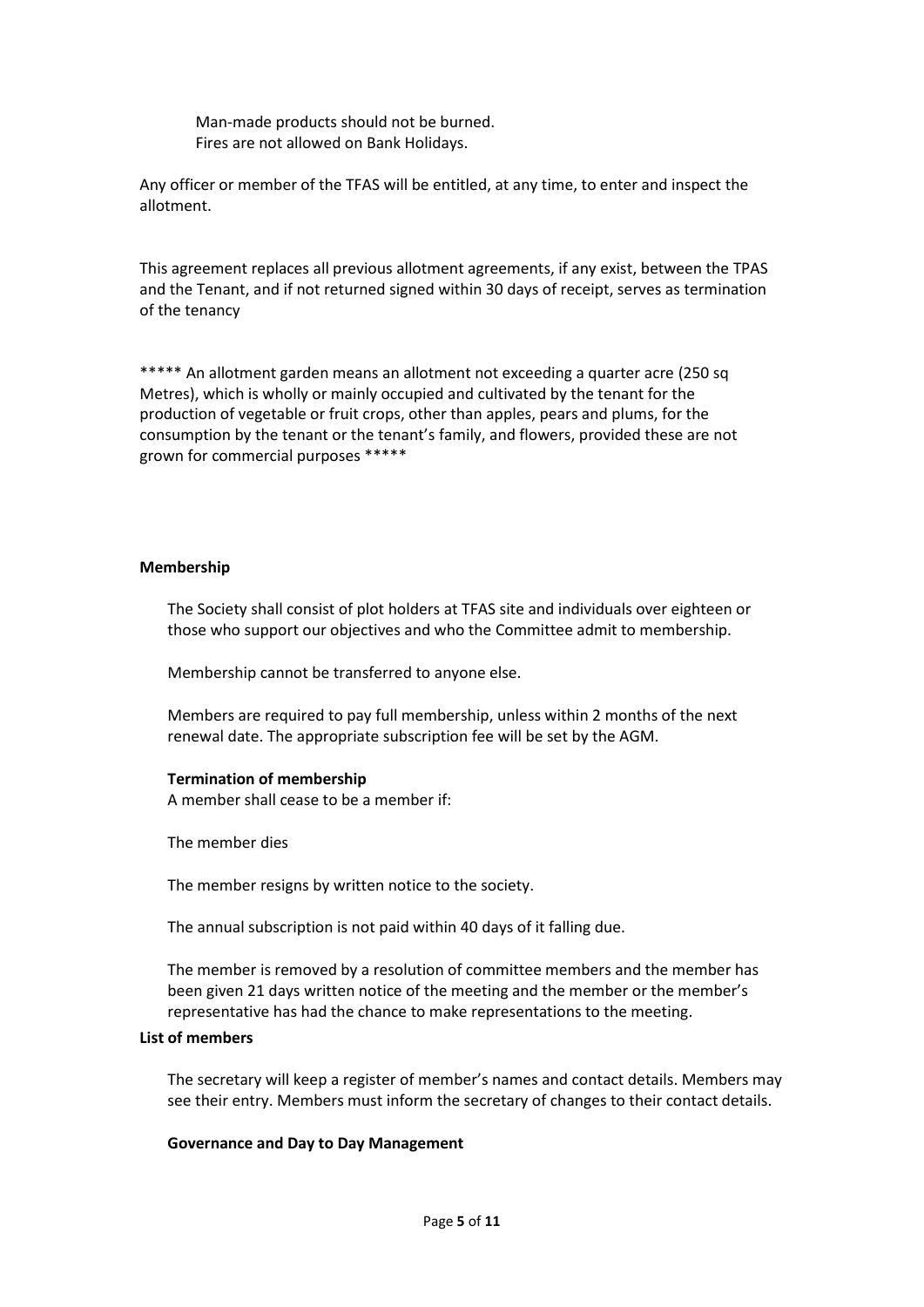Man-made products should not be burned.
Fires are not allowed on Bank Holidays.

Any officer or member of the TFAS will be entitled, at any time, to enter and inspect the allotment.

This agreement replaces all previous allotment agreements, if any exist, between the TPAS and the Tenant, and if not returned signed within 30 days of receipt, serves as termination of the tenancy

***** An allotment garden means an allotment not exceeding a quarter acre (250 sq Metres), which is wholly or mainly occupied and cultivated by the tenant for the production of vegetable or fruit crops, other than apples, pears and plums, for the consumption by the tenant or the tenant's family, and flowers, provided these are not grown for commercial purposes *****

**Membership**

The Society shall consist of plot holders at TFAS site and individuals over eighteen or those who support our objectives and who the Committee admit to membership.

Membership cannot be transferred to anyone else.

Members are required to pay full membership, unless within 2 months of the next renewal date. The appropriate subscription fee will be set by the AGM.

**Termination of membership**

A member shall cease to be a member if:

The member dies

The member resigns by written notice to the society.

The annual subscription is not paid within 40 days of it falling due.

The member is removed by a resolution of committee members and the member has been given 21 days written notice of the meeting and the member or the member's representative has had the chance to make representations to the meeting.

**List of members**

The secretary will keep a register of member's names and contact details. Members may see their entry. Members must inform the secretary of changes to their contact details.

**Governance and Day to Day Management**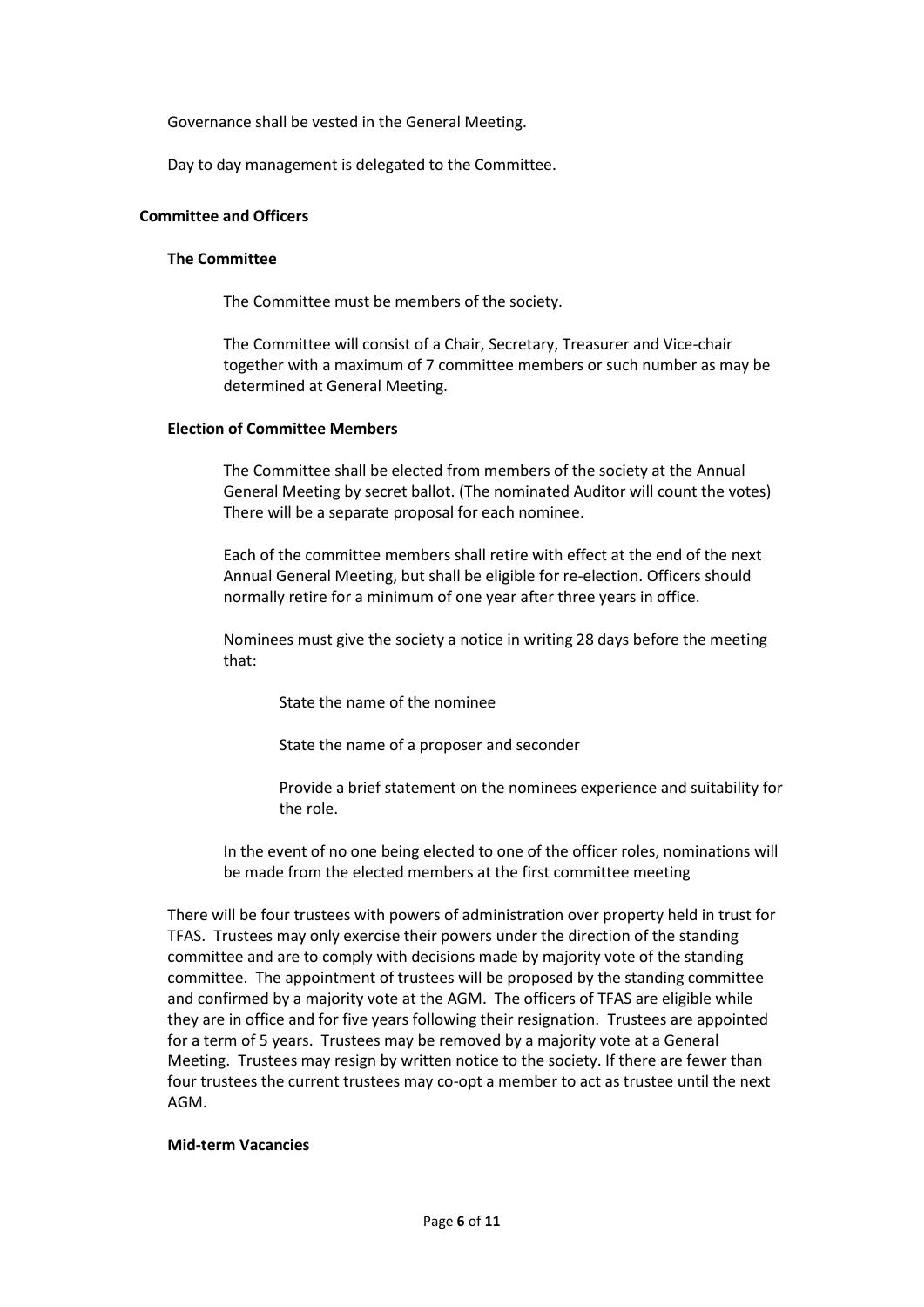Governance shall be vested in the General Meeting.

Day to day management is delegated to the Committee.

## Committee and Officers

### The Committee

The Committee must be members of the society.

The Committee will consist of a Chair, Secretary, Treasurer and Vice-chair together with a maximum of 7 committee members or such number as may be determined at General Meeting.

### Election of Committee Members

The Committee shall be elected from members of the society at the Annual General Meeting by secret ballot. (The nominated Auditor will count the votes) There will be a separate proposal for each nominee.

Each of the committee members shall retire with effect at the end of the next Annual General Meeting, but shall be eligible for re-election. Officers should normally retire for a minimum of one year after three years in office.

Nominees must give the society a notice in writing 28 days before the meeting that:

- State the name of the nominee
- State the name of a proposer and seconder
- Provide a brief statement on the nominees experience and suitability for the role.

In the event of no one being elected to one of the officer roles, nominations will be made from the elected members at the first committee meeting

There will be four trustees with powers of administration over property held in trust for TFAS. Trustees may only exercise their powers under the direction of the standing committee and are to comply with decisions made by majority vote of the standing committee. The appointment of trustees will be proposed by the standing committee and confirmed by a majority vote at the AGM. The officers of TFAS are eligible while they are in office and for five years following their resignation. Trustees are appointed for a term of 5 years. Trustees may be removed by a majority vote at a General Meeting. Trustees may resign by written notice to the society. If there are fewer than four trustees the current trustees may co-opt a member to act as trustee until the next AGM.

### Mid-term Vacancies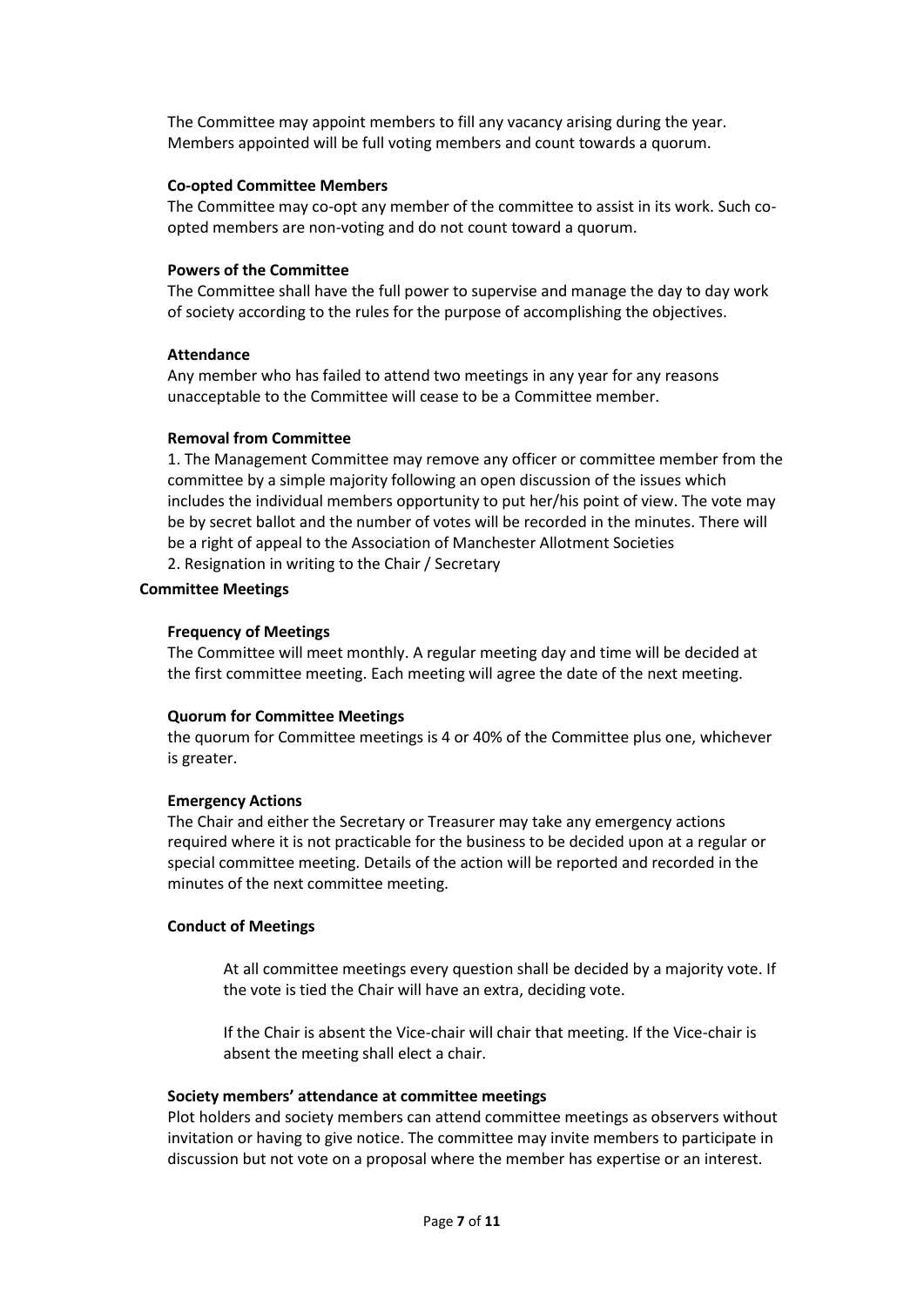The Committee may appoint members to fill any vacancy arising during the year. Members appointed will be full voting members and count towards a quorum.

**Co-opted Committee Members**

The Committee may co-opt any member of the committee to assist in its work. Such co-opted members are non-voting and do not count toward a quorum.

**Powers of the Committee**

The Committee shall have the full power to supervise and manage the day to day work of society according to the rules for the purpose of accomplishing the objectives.

**Attendance**

Any member who has failed to attend two meetings in any year for any reasons unacceptable to the Committee will cease to be a Committee member.

**Removal from Committee**

1. The Management Committee may remove any officer or committee member from the committee by a simple majority following an open discussion of the issues which includes the individual members opportunity to put her/his point of view. The vote may be by secret ballot and the number of votes will be recorded in the minutes. There will be a right of appeal to the Association of Manchester Allotment Societies
2. Resignation in writing to the Chair / Secretary

**Committee Meetings**

**Frequency of Meetings**

The Committee will meet monthly. A regular meeting day and time will be decided at the first committee meeting. Each meeting will agree the date of the next meeting.

**Quorum for Committee Meetings**

the quorum for Committee meetings is 4 or 40% of the Committee plus one, whichever is greater.

**Emergency Actions**

The Chair and either the Secretary or Treasurer may take any emergency actions required where it is not practicable for the business to be decided upon at a regular or special committee meeting. Details of the action will be reported and recorded in the minutes of the next committee meeting.

**Conduct of Meetings**

At all committee meetings every question shall be decided by a majority vote. If the vote is tied the Chair will have an extra, deciding vote.

If the Chair is absent the Vice-chair will chair that meeting. If the Vice-chair is absent the meeting shall elect a chair.

**Society members' attendance at committee meetings**

Plot holders and society members can attend committee meetings as observers without invitation or having to give notice. The committee may invite members to participate in discussion but not vote on a proposal where the member has expertise or an interest.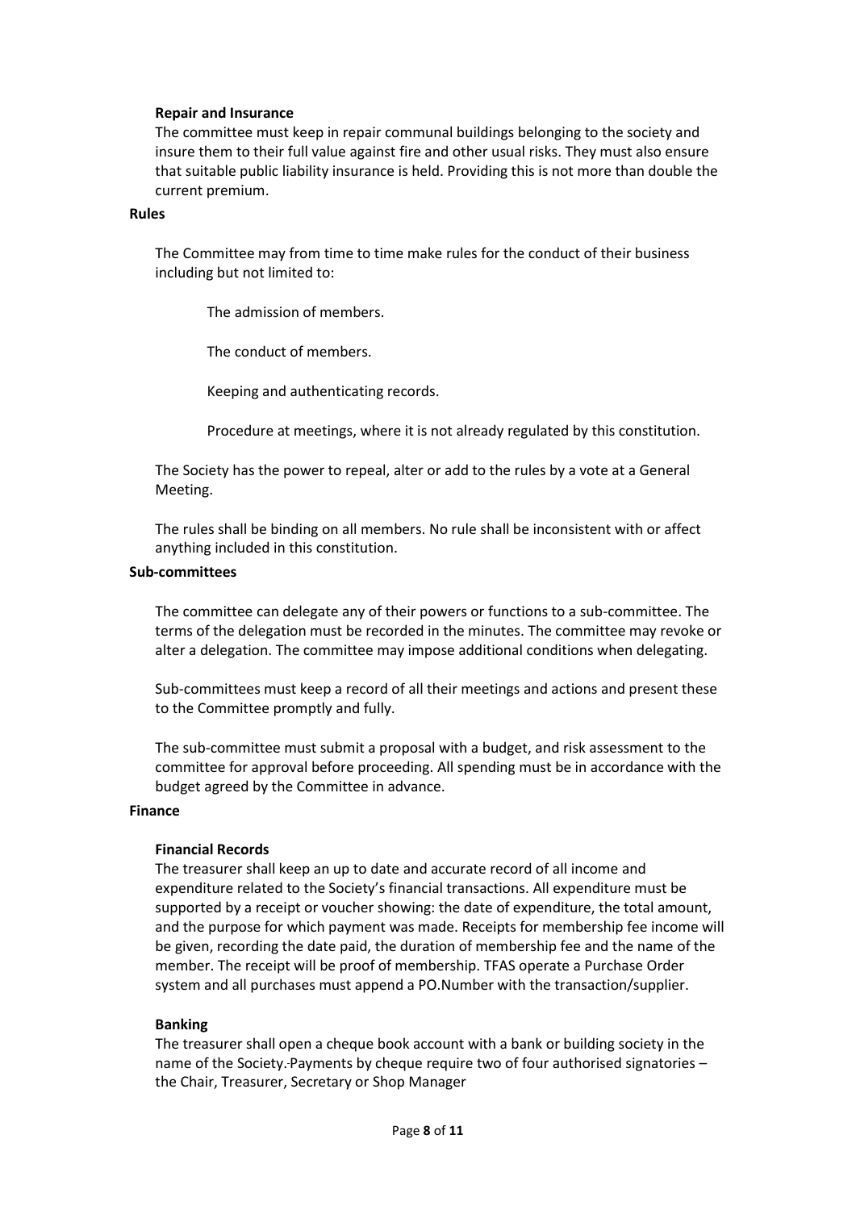### Repair and Insurance

The committee must keep in repair communal buildings belonging to the society and insure them to their full value against fire and other usual risks. They must also ensure that suitable public liability insurance is held. Providing this is not more than double the current premium.

## Rules

The Committee may from time to time make rules for the conduct of their business including but not limited to:

- The admission of members.
- The conduct of members.
- Keeping and authenticating records.
- Procedure at meetings, where it is not already regulated by this constitution.

The Society has the power to repeal, alter or add to the rules by a vote at a General Meeting.

The rules shall be binding on all members. No rule shall be inconsistent with or affect anything included in this constitution.

## Sub-committees

The committee can delegate any of their powers or functions to a sub-committee. The terms of the delegation must be recorded in the minutes. The committee may revoke or alter a delegation. The committee may impose additional conditions when delegating.

Sub-committees must keep a record of all their meetings and actions and present these to the Committee promptly and fully.

The sub-committee must submit a proposal with a budget, and risk assessment to the committee for approval before proceeding. All spending must be in accordance with the budget agreed by the Committee in advance.

## Finance

### Financial Records

The treasurer shall keep an up to date and accurate record of all income and expenditure related to the Society's financial transactions. All expenditure must be supported by a receipt or voucher showing: the date of expenditure, the total amount, and the purpose for which payment was made. Receipts for membership fee income will be given, recording the date paid, the duration of membership fee and the name of the member. The receipt will be proof of membership. TFAS operate a Purchase Order system and all purchases must append a PO.Number with the transaction/supplier.

### Banking

The treasurer shall open a cheque book account with a bank or building society in the name of the Society. Payments by cheque require two of four authorised signatories – the Chair, Treasurer, Secretary or Shop Manager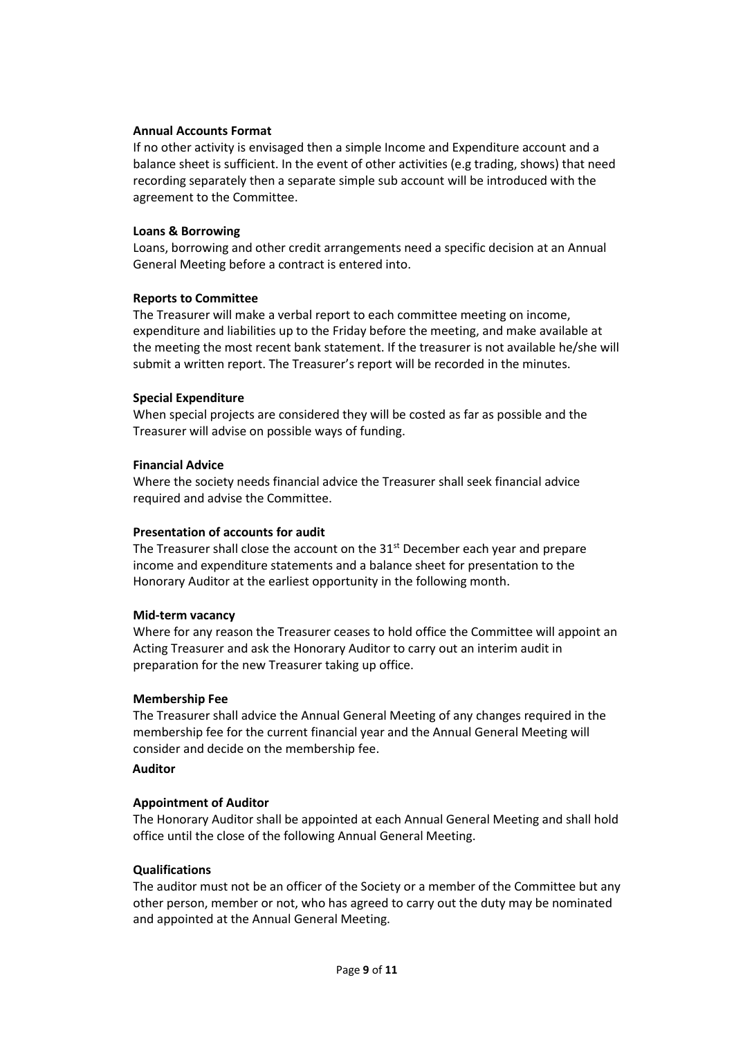**Annual Accounts Format**

If no other activity is envisaged then a simple Income and Expenditure account and a balance sheet is sufficient. In the event of other activities (e.g trading, shows) that need recording separately then a separate simple sub account will be introduced with the agreement to the Committee.

**Loans & Borrowing**

Loans, borrowing and other credit arrangements need a specific decision at an Annual General Meeting before a contract is entered into.

**Reports to Committee**

The Treasurer will make a verbal report to each committee meeting on income, expenditure and liabilities up to the Friday before the meeting, and make available at the meeting the most recent bank statement. If the treasurer is not available he/she will submit a written report. The Treasurer's report will be recorded in the minutes.

**Special Expenditure**

When special projects are considered they will be costed as far as possible and the Treasurer will advise on possible ways of funding.

**Financial Advice**

Where the society needs financial advice the Treasurer shall seek financial advice required and advise the Committee.

**Presentation of accounts for audit**

The Treasurer shall close the account on the 31st December each year and prepare income and expenditure statements and a balance sheet for presentation to the Honorary Auditor at the earliest opportunity in the following month.

**Mid-term vacancy**

Where for any reason the Treasurer ceases to hold office the Committee will appoint an Acting Treasurer and ask the Honorary Auditor to carry out an interim audit in preparation for the new Treasurer taking up office.

**Membership Fee**

The Treasurer shall advice the Annual General Meeting of any changes required in the membership fee for the current financial year and the Annual General Meeting will consider and decide on the membership fee.

**Auditor**

**Appointment of Auditor**

The Honorary Auditor shall be appointed at each Annual General Meeting and shall hold office until the close of the following Annual General Meeting.

**Qualifications**

The auditor must not be an officer of the Society or a member of the Committee but any other person, member or not, who has agreed to carry out the duty may be nominated and appointed at the Annual General Meeting.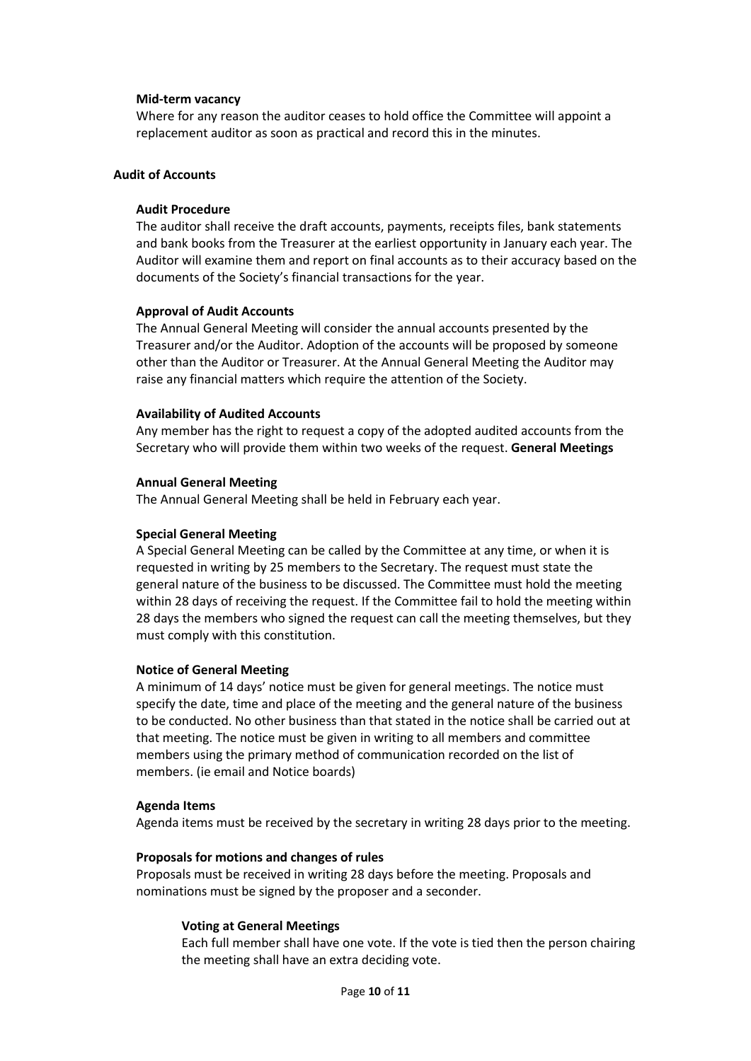### Mid-term vacancy

Where for any reason the auditor ceases to hold office the Committee will appoint a replacement auditor as soon as practical and record this in the minutes.

## Audit of Accounts

### Audit Procedure

The auditor shall receive the draft accounts, payments, receipts files, bank statements and bank books from the Treasurer at the earliest opportunity in January each year. The Auditor will examine them and report on final accounts as to their accuracy based on the documents of the Society's financial transactions for the year.

### Approval of Audit Accounts

The Annual General Meeting will consider the annual accounts presented by the Treasurer and/or the Auditor. Adoption of the accounts will be proposed by someone other than the Auditor or Treasurer. At the Annual General Meeting the Auditor may raise any financial matters which require the attention of the Society.

### Availability of Audited Accounts

Any member has the right to request a copy of the adopted audited accounts from the Secretary who will provide them within two weeks of the request.

## General Meetings

### Annual General Meeting

The Annual General Meeting shall be held in February each year.

### Special General Meeting

A Special General Meeting can be called by the Committee at any time, or when it is requested in writing by 25 members to the Secretary. The request must state the general nature of the business to be discussed. The Committee must hold the meeting within 28 days of receiving the request. If the Committee fail to hold the meeting within 28 days the members who signed the request can call the meeting themselves, but they must comply with this constitution.

### Notice of General Meeting

A minimum of 14 days' notice must be given for general meetings. The notice must specify the date, time and place of the meeting and the general nature of the business to be conducted. No other business than that stated in the notice shall be carried out at that meeting. The notice must be given in writing to all members and committee members using the primary method of communication recorded on the list of members. (ie email and Notice boards)

### Agenda Items

Agenda items must be received by the secretary in writing 28 days prior to the meeting.

### Proposals for motions and changes of rules

Proposals must be received in writing 28 days before the meeting. Proposals and nominations must be signed by the proposer and a seconder.

#### Voting at General Meetings

Each full member shall have one vote. If the vote is tied then the person chairing the meeting shall have an extra deciding vote.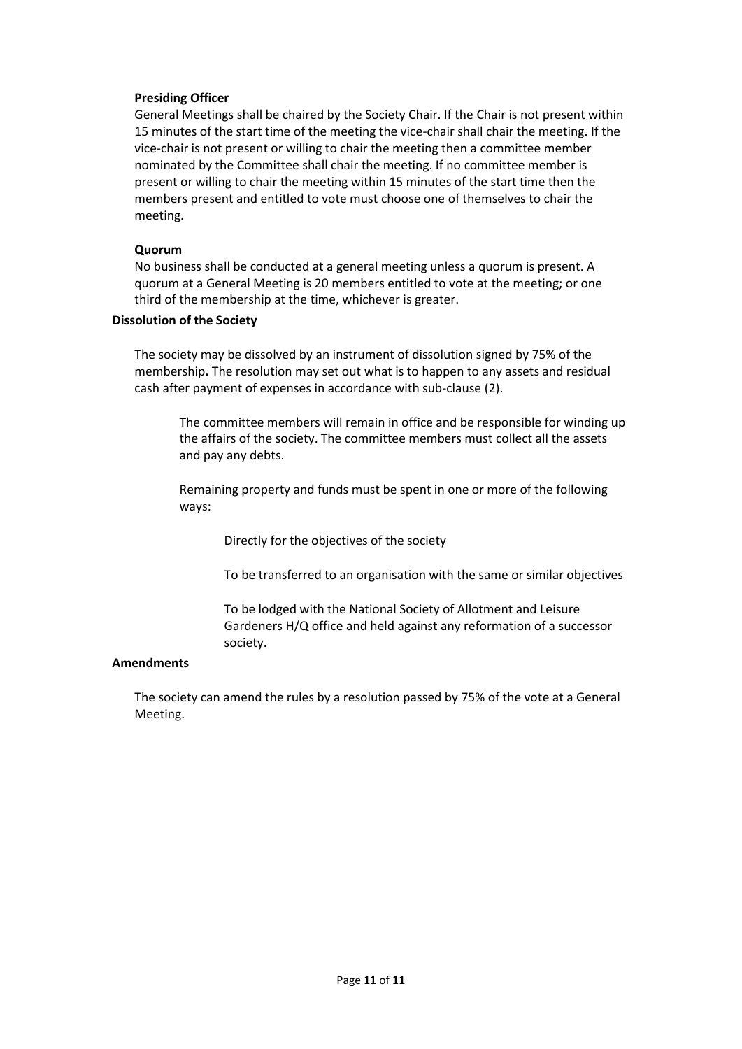**Presiding Officer**

General Meetings shall be chaired by the Society Chair. If the Chair is not present within 15 minutes of the start time of the meeting the vice-chair shall chair the meeting. If the vice-chair is not present or willing to chair the meeting then a committee member nominated by the Committee shall chair the meeting. If no committee member is present or willing to chair the meeting within 15 minutes of the start time then the members present and entitled to vote must choose one of themselves to chair the meeting.

**Quorum**

No business shall be conducted at a general meeting unless a quorum is present. A quorum at a General Meeting is 20 members entitled to vote at the meeting; or one third of the membership at the time, whichever is greater.

**Dissolution of the Society**

The society may be dissolved by an instrument of dissolution signed by 75% of the membership**.** The resolution may set out what is to happen to any assets and residual cash after payment of expenses in accordance with sub-clause (2).

> The committee members will remain in office and be responsible for winding up the affairs of the society. The committee members must collect all the assets and pay any debts.
>
> Remaining property and funds must be spent in one or more of the following ways:
>
> > Directly for the objectives of the society
> >
> > To be transferred to an organisation with the same or similar objectives
> >
> > To be lodged with the National Society of Allotment and Leisure Gardeners H/Q office and held against any reformation of a successor society.

**Amendments**

The society can amend the rules by a resolution passed by 75% of the vote at a General Meeting.